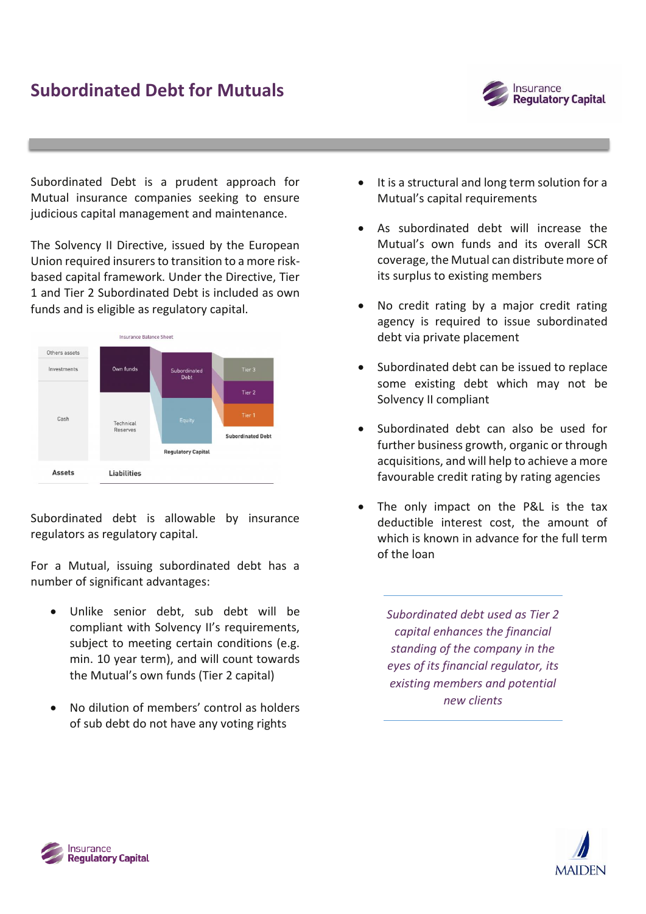# Subordinated Debt for Mutuals

Subordinated Debt is a prudent approach for Mutual insurance companies seeking to ensure judicious capital management and maintenance.

The Solvency II Directive, issued by the European Union required insurers to transition to a more risk-based capital framework. Under the Directive, Tier 1 and Tier 2 Subordinated Debt is included as own funds and is eligible as regulatory capital.

Subordinated debt is allowable by insurance regulators as regulatory capital.

For a Mutual, issuing subordinated debt has a number of significant advantages:

- Unlike senior debt, sub debt will be compliant with Solvency II's requirements, subject to meeting certain conditions (e.g. min. 10 year term), and will count towards the Mutual's own funds (Tier 2 capital)
- No dilution of members' control as holders of sub debt do not have any voting rights
- It is a structural and long term solution for a Mutual's capital requirements
- As subordinated debt will increase the Mutual's own funds and its overall SCR coverage, the Mutual can distribute more of its surplus to existing members
- No credit rating by a major credit rating agency is required to issue subordinated debt via private placement
- Subordinated debt can be issued to replace some existing debt which may not be Solvency II compliant
- Subordinated debt can also be used for further business growth, organic or through acquisitions, and will help to achieve a more favourable credit rating by rating agencies
- The only impact on the P&L is the tax deductible interest cost, the amount of which is known in advance for the full term of the loan

*Subordinated debt used as Tier 2 capital enhances the financial standing of the company in the eyes of its financial regulator, its existing members and potential new clients*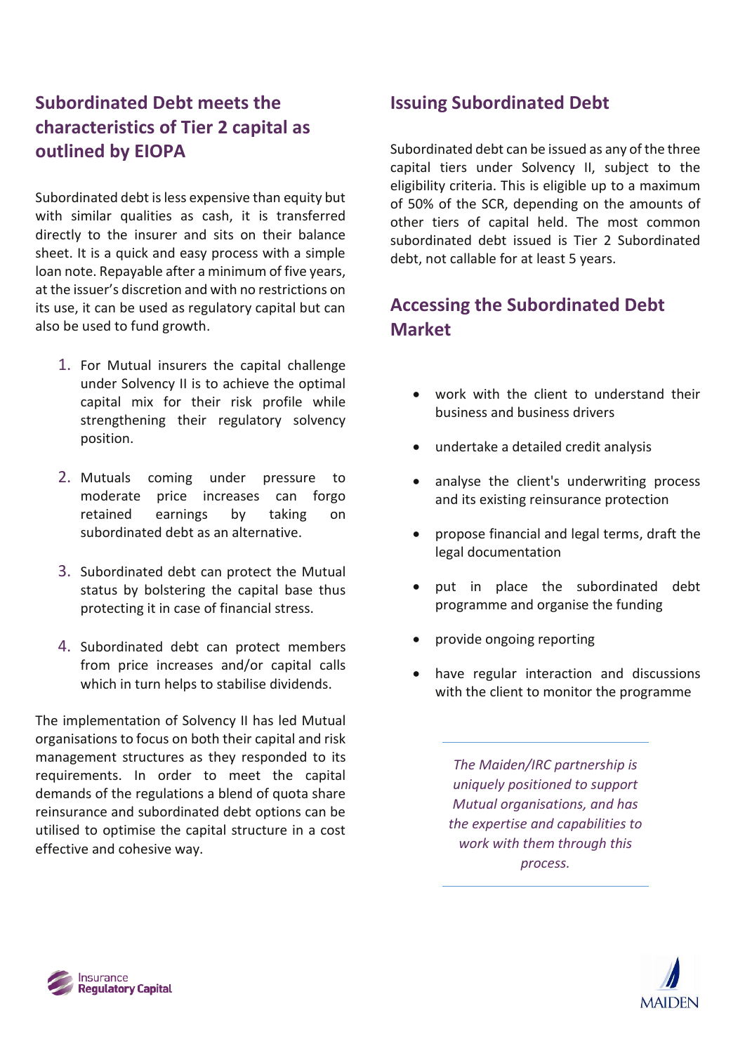## Subordinated Debt meets the characteristics of Tier 2 capital as outlined by EIOPA

Subordinated debt is less expensive than equity but with similar qualities as cash, it is transferred directly to the insurer and sits on their balance sheet. It is a quick and easy process with a simple loan note. Repayable after a minimum of five years, at the issuer's discretion and with no restrictions on its use, it can be used as regulatory capital but can also be used to fund growth.

1. For Mutual insurers the capital challenge under Solvency II is to achieve the optimal capital mix for their risk profile while strengthening their regulatory solvency position.

2. Mutuals coming under pressure to moderate price increases can forgo retained earnings by taking on subordinated debt as an alternative.

3. Subordinated debt can protect the Mutual status by bolstering the capital base thus protecting it in case of financial stress.

4. Subordinated debt can protect members from price increases and/or capital calls which in turn helps to stabilise dividends.

The implementation of Solvency II has led Mutual organisations to focus on both their capital and risk management structures as they responded to its requirements. In order to meet the capital demands of the regulations a blend of quota share reinsurance and subordinated debt options can be utilised to optimise the capital structure in a cost effective and cohesive way.

## Issuing Subordinated Debt

Subordinated debt can be issued as any of the three capital tiers under Solvency II, subject to the eligibility criteria. This is eligible up to a maximum of 50% of the SCR, depending on the amounts of other tiers of capital held. The most common subordinated debt issued is Tier 2 Subordinated debt, not callable for at least 5 years.

## Accessing the Subordinated Debt Market

- work with the client to understand their business and business drivers
- undertake a detailed credit analysis
- analyse the client's underwriting process and its existing reinsurance protection
- propose financial and legal terms, draft the legal documentation
- put in place the subordinated debt programme and organise the funding
- provide ongoing reporting
- have regular interaction and discussions with the client to monitor the programme

*The Maiden/IRC partnership is uniquely positioned to support Mutual organisations, and has the expertise and capabilities to work with them through this process.*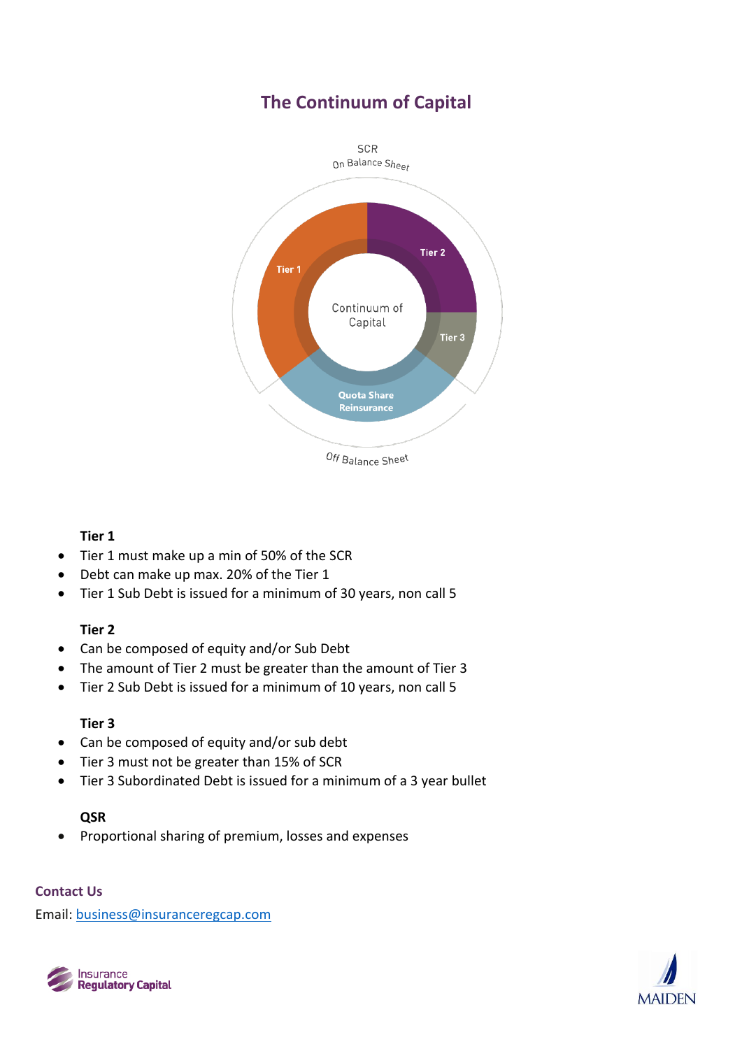## The Continuum of Capital

SCR

On Balance Sheet

Tier 1

Tier 2

Tier 3

Quota Share Reinsurance

Continuum of Capital

Off Balance Sheet

**Tier 1**

- Tier 1 must make up a min of 50% of the SCR
- Debt can make up max. 20% of the Tier 1
- Tier 1 Sub Debt is issued for a minimum of 30 years, non call 5

**Tier 2**

- Can be composed of equity and/or Sub Debt
- The amount of Tier 2 must be greater than the amount of Tier 3
- Tier 2 Sub Debt is issued for a minimum of 10 years, non call 5

**Tier 3**

- Can be composed of equity and/or sub debt
- Tier 3 must not be greater than 15% of SCR
- Tier 3 Subordinated Debt is issued for a minimum of a 3 year bullet

**QSR**

- Proportional sharing of premium, losses and expenses

### Contact Us

Email: business@insuranceregcap.com

Insurance Regulatory Capital

MAIDEN